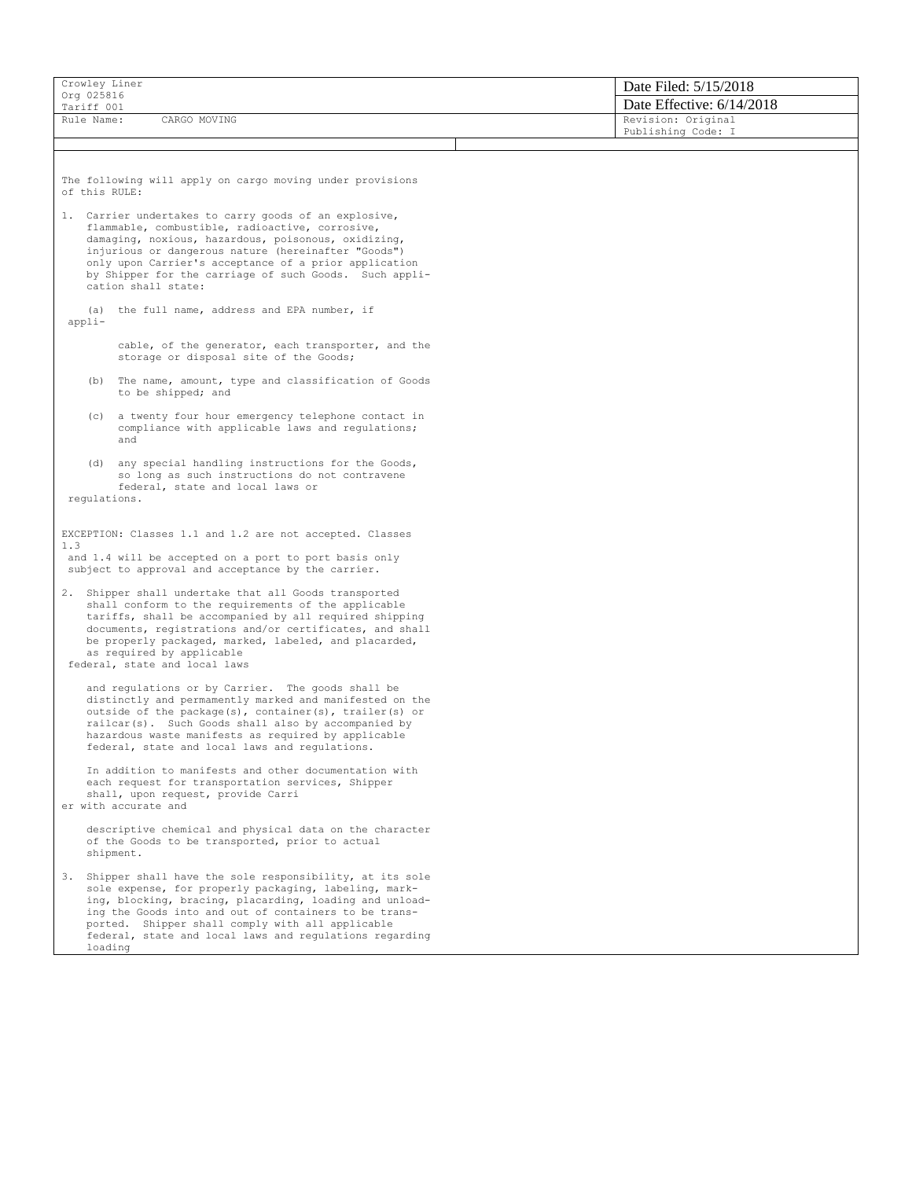| Crowley Liner<br>Org 025816<br>Tariff 001 | Date Filed: 5/15/2018<br>Date Effective: 6/14/2018 |
|---|---|
| Rule Name: CARGO MOVING | Revision: Original<br>Publishing Code: I |

The following will apply on cargo moving under provisions of this RULE:

1. Carrier undertakes to carry goods of an explosive, flammable, combustible, radioactive, corrosive, damaging, noxious, hazardous, poisonous, oxidizing, injurious or dangerous nature (hereinafter "Goods") only upon Carrier's acceptance of a prior application by Shipper for the carriage of such Goods. Such application shall state:

   (a) the full name, address and EPA number, if applicable, of the generator, each transporter, and the storage or disposal site of the Goods;

   (b) The name, amount, type and classification of Goods to be shipped; and

   (c) a twenty four hour emergency telephone contact in compliance with applicable laws and regulations; and

   (d) any special handling instructions for the Goods, so long as such instructions do not contravene federal, state and local laws or regulations.

EXCEPTION: Classes 1.1 and 1.2 are not accepted. Classes 1.3 and 1.4 will be accepted on a port to port basis only subject to approval and acceptance by the carrier.

2. Shipper shall undertake that all Goods transported shall conform to the requirements of the applicable tariffs, shall be accompanied by all required shipping documents, registrations and/or certificates, and shall be properly packaged, marked, labeled, and placarded, as required by applicable federal, state and local laws and regulations or by Carrier. The goods shall be distinctly and permamently marked and manifested on the outside of the package(s), container(s), trailer(s) or railcar(s). Such Goods shall also by accompanied by hazardous waste manifests as required by applicable federal, state and local laws and regulations.

   In addition to manifests and other documentation with each request for transportation services, Shipper shall, upon request, provide Carrier with accurate and descriptive chemical and physical data on the character of the Goods to be transported, prior to actual shipment.

3. Shipper shall have the sole responsibility, at its sole sole expense, for properly packaging, labeling, marking, blocking, bracing, placarding, loading and unloading the Goods into and out of containers to be transported. Shipper shall comply with all applicable federal, state and local laws and regulations regarding loading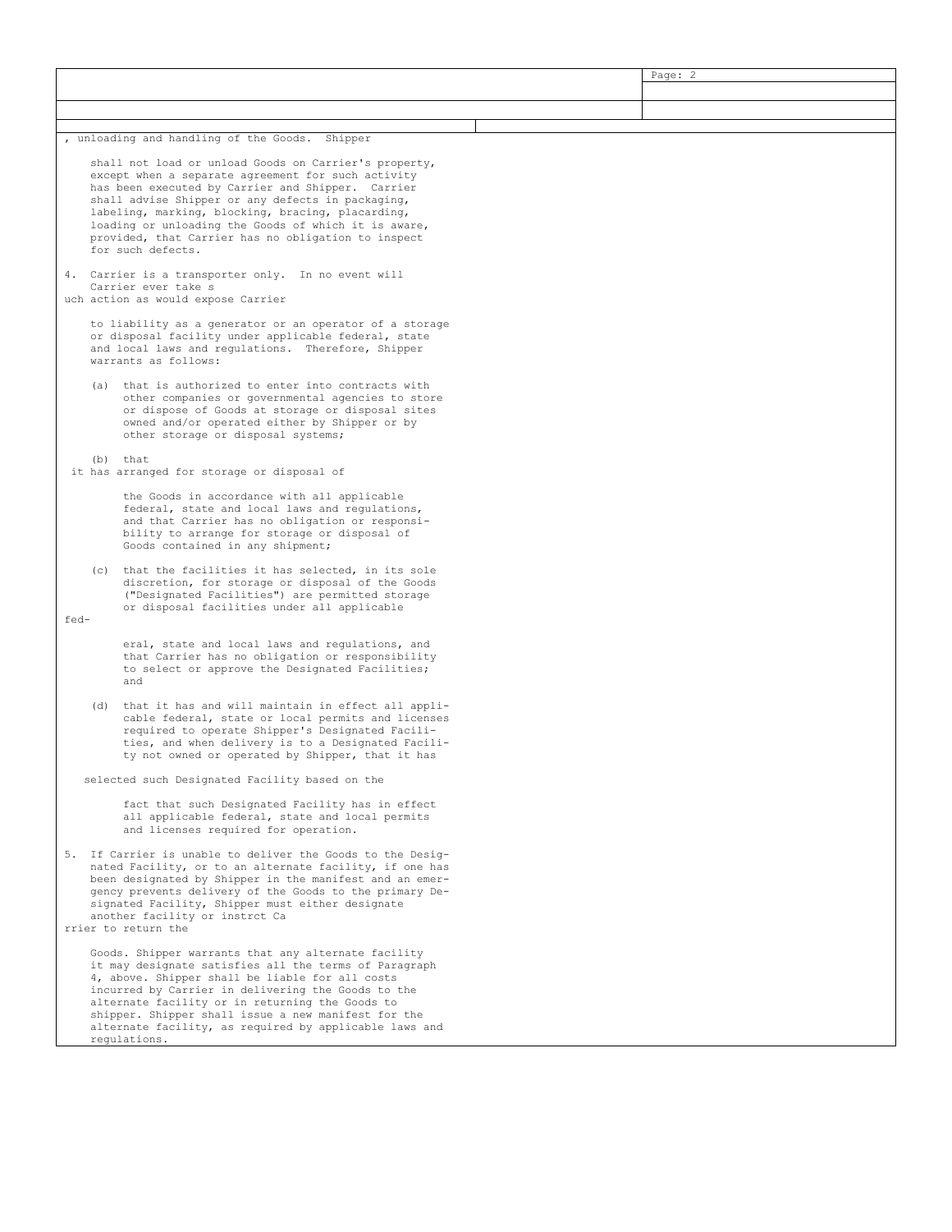, unloading and handling of the Goods. Shipper shall not load or unload Goods on Carrier's property, except when a separate agreement for such activity has been executed by Carrier and Shipper. Carrier shall advise Shipper or any defects in packaging, labeling, marking, blocking, bracing, placarding, loading or unloading the Goods of which it is aware, provided, that Carrier has no obligation to inspect for such defects.

4. Carrier is a transporter only. In no event will Carrier ever take such action as would expose Carrier to liability as a generator or an operator of a storage or disposal facility under applicable federal, state and local laws and regulations. Therefore, Shipper warrants as follows:

   (a) that is authorized to enter into contracts with other companies or governmental agencies to store or dispose of Goods at storage or disposal sites owned and/or operated either by Shipper or by other storage or disposal systems;

   (b) that it has arranged for storage or disposal of the Goods in accordance with all applicable federal, state and local laws and regulations, and that Carrier has no obligation or responsibility to arrange for storage or disposal of Goods contained in any shipment;

   (c) that the facilities it has selected, in its sole discretion, for storage or disposal of the Goods ("Designated Facilities") are permitted storage or disposal facilities under all applicable federal, state and local laws and regulations, and that Carrier has no obligation or responsibility to select or approve the Designated Facilities; and

   (d) that it has and will maintain in effect all applicable federal, state or local permits and licenses required to operate Shipper's Designated Facilities, and when delivery is to a Designated Facility not owned or operated by Shipper, that it has selected such Designated Facility based on the fact that such Designated Facility has in effect all applicable federal, state and local permits and licenses required for operation.

5. If Carrier is unable to deliver the Goods to the Designated Facility, or to an alternate facility, if one has been designated by Shipper in the manifest and an emergency prevents delivery of the Goods to the primary Designated Facility, Shipper must either designate another facility or instrct Carrier to return the Goods. Shipper warrants that any alternate facility it may designate satisfies all the terms of Paragraph 4, above. Shipper shall be liable for all costs incurred by Carrier in delivering the Goods to the alternate facility or in returning the Goods to shipper. Shipper shall issue a new manifest for the alternate facility, as required by applicable laws and regulations.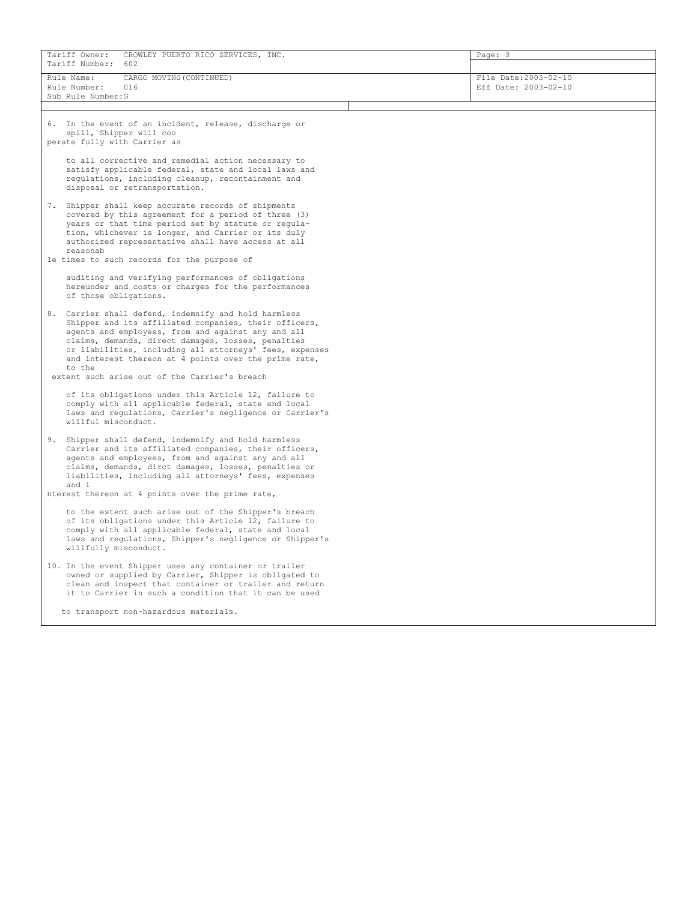| | |
|---|---|
| Tariff Owner: CROWLEY PUERTO RICO SERVICES, INC.<br>Tariff Number: 602 | Page: 3 |
| Rule Name: CARGO MOVING(CONTINUED)<br>Rule Number: 016<br>Sub Rule Number:G | File Date:2003-02-10<br>Eff Date: 2003-02-10 |

6. In the event of an incident, release, discharge or spill, Shipper will coo
perate fully with Carrier as

   to all corrective and remedial action necessary to satisfy applicable federal, state and local laws and regulations, including cleanup, recontainment and disposal or retransportation.

7. Shipper shall keep accurate records of shipments covered by this agreement for a period of three (3) years or that time period set by statute or regulation, whichever is longer, and Carrier or its duly authorized representative shall have access at all reasonab
le times to such records for the purpose of

   auditing and verifying performances of obligations hereunder and costs or charges for the performances of those obligations.

8. Carrier shall defend, indemnify and hold harmless Shipper and its affiliated companies, their officers, agents and employees, from and against any and all claims, demands, direct damages, losses, penalties or liabilities, including all attorneys' fees, expenses and interest thereon at 4 points over the prime rate, to the
extent such arise out of the Carrier's breach

   of its obligations under this Article 12, failure to comply with all applicable federal, state and local laws and regulations, Carrier's negligence or Carrier's willful misconduct.

9. Shipper shall defend, indemnify and hold harmless Carrier and its affiliated companies, their officers, agents and employees, from and against any and all claims, demands, dirct damages, losses, penalties or liabilities, including all attorneys' fees, expenses and i
nterest thereon at 4 points over the prime rate,

   to the extent such arise out of the Shipper's breach of its obligations under this Article 12, failure to comply with all applicable federal, state and local laws and regulations, Shipper's negligence or Shipper's willfully misconduct.

10. In the event Shipper uses any container or trailer owned or supplied by Carrier, Shipper is obligated to clean and inspect that container or trailer and return it to Carrier in such a condition that it can be used

   to transport non-hazardous materials.